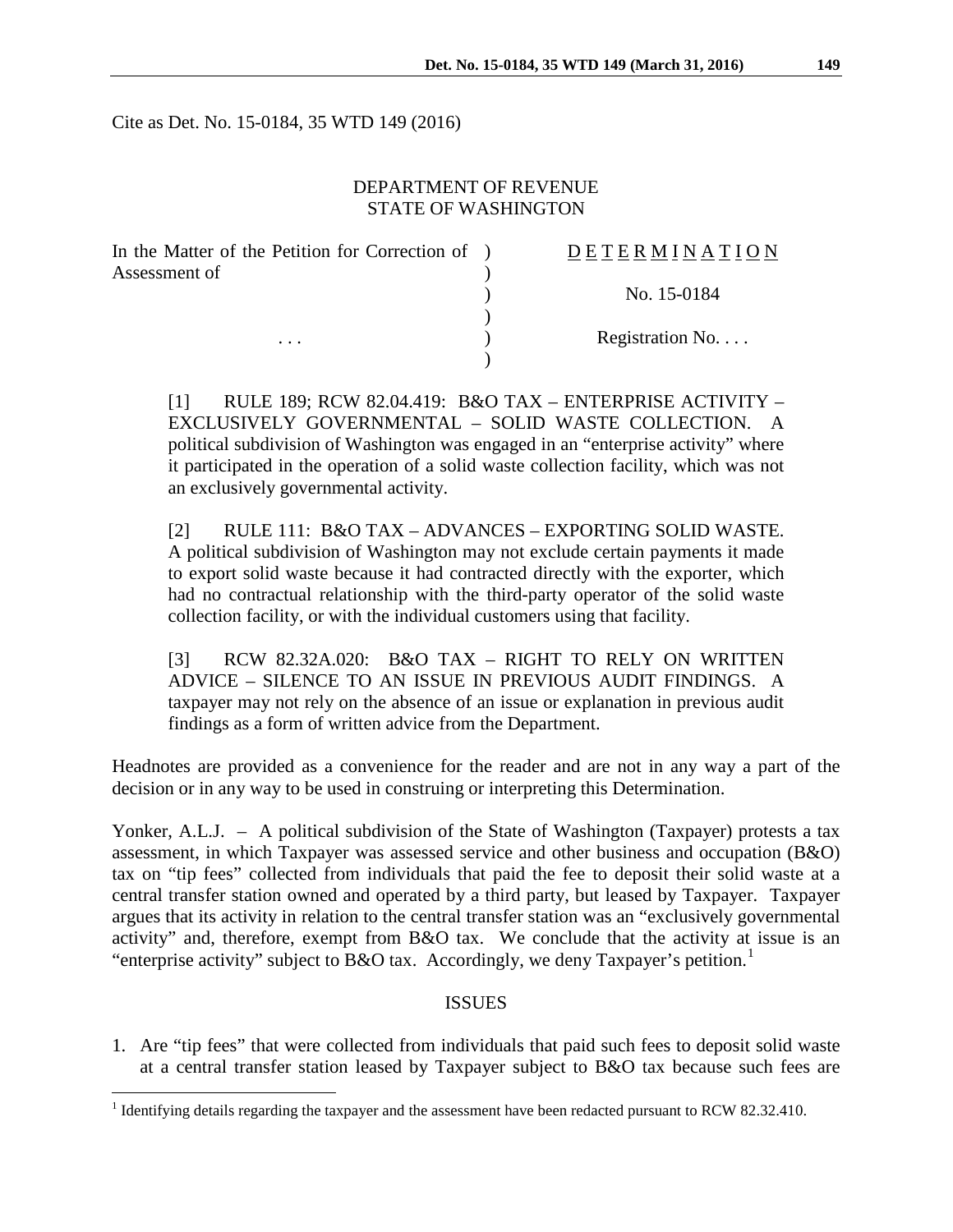Cite as Det. No. 15-0184, 35 WTD 149 (2016)

DEPARTMENT OF REVENUE
STATE OF WASHINGTON

| In the Matter of the Petition for Correction of Assessment of | ) | DETERMINATION |
|---|---|---|
| | ) | No. 15-0184 |
| . . . | ) | Registration No. . . . |

[1] RULE 189; RCW 82.04.419: B&O TAX – ENTERPRISE ACTIVITY – EXCLUSIVELY GOVERNMENTAL – SOLID WASTE COLLECTION. A political subdivision of Washington was engaged in an "enterprise activity" where it participated in the operation of a solid waste collection facility, which was not an exclusively governmental activity.

[2] RULE 111: B&O TAX – ADVANCES – EXPORTING SOLID WASTE. A political subdivision of Washington may not exclude certain payments it made to export solid waste because it had contracted directly with the exporter, which had no contractual relationship with the third-party operator of the solid waste collection facility, or with the individual customers using that facility.

[3] RCW 82.32A.020: B&O TAX – RIGHT TO RELY ON WRITTEN ADVICE – SILENCE TO AN ISSUE IN PREVIOUS AUDIT FINDINGS. A taxpayer may not rely on the absence of an issue or explanation in previous audit findings as a form of written advice from the Department.

Headnotes are provided as a convenience for the reader and are not in any way a part of the decision or in any way to be used in construing or interpreting this Determination.

Yonker, A.L.J. – A political subdivision of the State of Washington (Taxpayer) protests a tax assessment, in which Taxpayer was assessed service and other business and occupation (B&O) tax on "tip fees" collected from individuals that paid the fee to deposit their solid waste at a central transfer station owned and operated by a third party, but leased by Taxpayer. Taxpayer argues that its activity in relation to the central transfer station was an "exclusively governmental activity" and, therefore, exempt from B&O tax. We conclude that the activity at issue is an "enterprise activity" subject to B&O tax. Accordingly, we deny Taxpayer's petition.[1]

## ISSUES

1. Are "tip fees" that were collected from individuals that paid such fees to deposit solid waste at a central transfer station leased by Taxpayer subject to B&O tax because such fees are

[1] Identifying details regarding the taxpayer and the assessment have been redacted pursuant to RCW 82.32.410.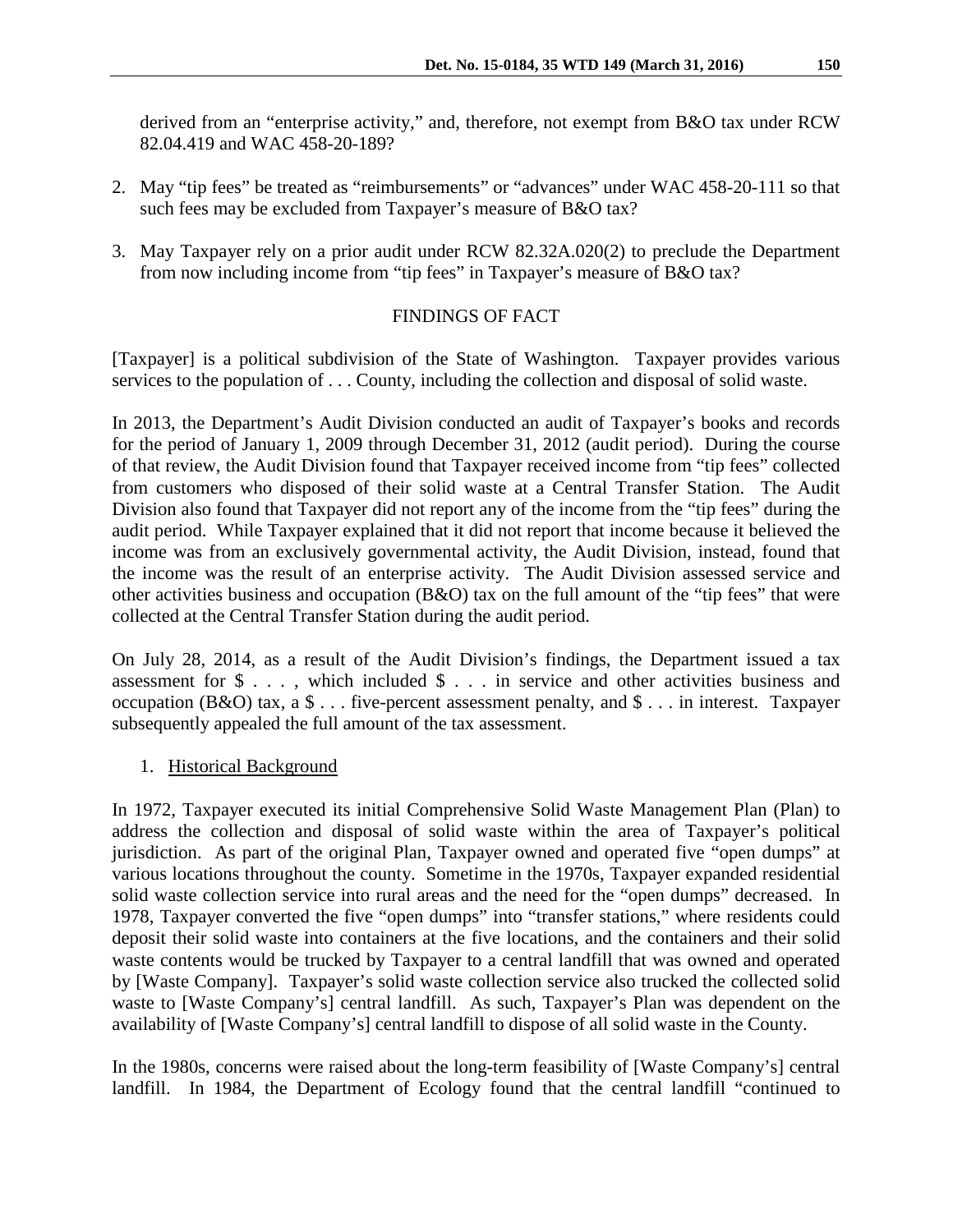derived from an "enterprise activity," and, therefore, not exempt from B&O tax under RCW 82.04.419 and WAC 458-20-189?

2. May "tip fees" be treated as "reimbursements" or "advances" under WAC 458-20-111 so that such fees may be excluded from Taxpayer's measure of B&O tax?

3. May Taxpayer rely on a prior audit under RCW 82.32A.020(2) to preclude the Department from now including income from "tip fees" in Taxpayer's measure of B&O tax?

## FINDINGS OF FACT

[Taxpayer] is a political subdivision of the State of Washington. Taxpayer provides various services to the population of . . . County, including the collection and disposal of solid waste.

In 2013, the Department's Audit Division conducted an audit of Taxpayer's books and records for the period of January 1, 2009 through December 31, 2012 (audit period). During the course of that review, the Audit Division found that Taxpayer received income from "tip fees" collected from customers who disposed of their solid waste at a Central Transfer Station. The Audit Division also found that Taxpayer did not report any of the income from the "tip fees" during the audit period. While Taxpayer explained that it did not report that income because it believed the income was from an exclusively governmental activity, the Audit Division, instead, found that the income was the result of an enterprise activity. The Audit Division assessed service and other activities business and occupation (B&O) tax on the full amount of the "tip fees" that were collected at the Central Transfer Station during the audit period.

On July 28, 2014, as a result of the Audit Division's findings, the Department issued a tax assessment for $ . . . , which included $ . . . in service and other activities business and occupation (B&O) tax, a $ . . . five-percent assessment penalty, and $ . . . in interest. Taxpayer subsequently appealed the full amount of the tax assessment.

1. Historical Background

In 1972, Taxpayer executed its initial Comprehensive Solid Waste Management Plan (Plan) to address the collection and disposal of solid waste within the area of Taxpayer's political jurisdiction. As part of the original Plan, Taxpayer owned and operated five "open dumps" at various locations throughout the county. Sometime in the 1970s, Taxpayer expanded residential solid waste collection service into rural areas and the need for the "open dumps" decreased. In 1978, Taxpayer converted the five "open dumps" into "transfer stations," where residents could deposit their solid waste into containers at the five locations, and the containers and their solid waste contents would be trucked by Taxpayer to a central landfill that was owned and operated by [Waste Company]. Taxpayer's solid waste collection service also trucked the collected solid waste to [Waste Company's] central landfill. As such, Taxpayer's Plan was dependent on the availability of [Waste Company's] central landfill to dispose of all solid waste in the County.

In the 1980s, concerns were raised about the long-term feasibility of [Waste Company's] central landfill. In 1984, the Department of Ecology found that the central landfill "continued to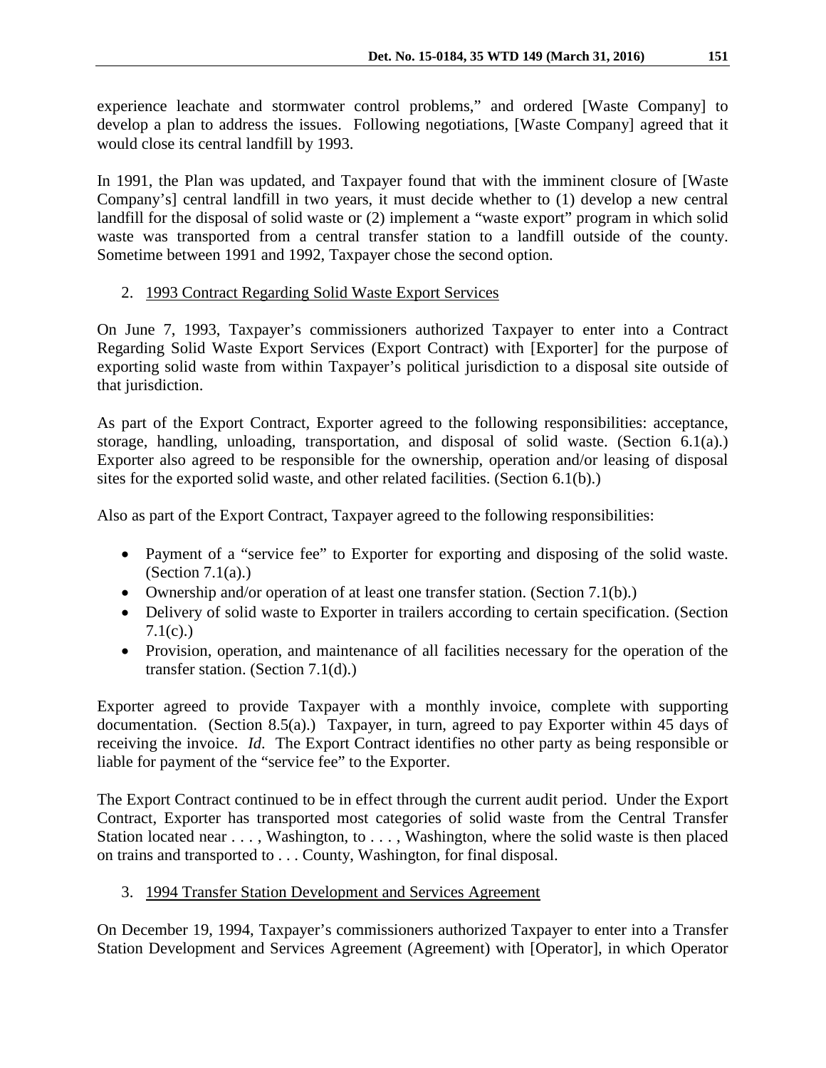experience leachate and stormwater control problems," and ordered [Waste Company] to develop a plan to address the issues. Following negotiations, [Waste Company] agreed that it would close its central landfill by 1993.

In 1991, the Plan was updated, and Taxpayer found that with the imminent closure of [Waste Company's] central landfill in two years, it must decide whether to (1) develop a new central landfill for the disposal of solid waste or (2) implement a "waste export" program in which solid waste was transported from a central transfer station to a landfill outside of the county. Sometime between 1991 and 1992, Taxpayer chose the second option.

2. <u>1993 Contract Regarding Solid Waste Export Services</u>

On June 7, 1993, Taxpayer's commissioners authorized Taxpayer to enter into a Contract Regarding Solid Waste Export Services (Export Contract) with [Exporter] for the purpose of exporting solid waste from within Taxpayer's political jurisdiction to a disposal site outside of that jurisdiction.

As part of the Export Contract, Exporter agreed to the following responsibilities: acceptance, storage, handling, unloading, transportation, and disposal of solid waste. (Section 6.1(a).) Exporter also agreed to be responsible for the ownership, operation and/or leasing of disposal sites for the exported solid waste, and other related facilities. (Section 6.1(b).)

Also as part of the Export Contract, Taxpayer agreed to the following responsibilities:

- Payment of a "service fee" to Exporter for exporting and disposing of the solid waste. (Section 7.1(a).)
- Ownership and/or operation of at least one transfer station. (Section 7.1(b).)
- Delivery of solid waste to Exporter in trailers according to certain specification. (Section 7.1(c).)
- Provision, operation, and maintenance of all facilities necessary for the operation of the transfer station. (Section 7.1(d).)

Exporter agreed to provide Taxpayer with a monthly invoice, complete with supporting documentation. (Section 8.5(a).) Taxpayer, in turn, agreed to pay Exporter within 45 days of receiving the invoice. *Id.* The Export Contract identifies no other party as being responsible or liable for payment of the "service fee" to the Exporter.

The Export Contract continued to be in effect through the current audit period. Under the Export Contract, Exporter has transported most categories of solid waste from the Central Transfer Station located near . . . , Washington, to . . . , Washington, where the solid waste is then placed on trains and transported to . . . County, Washington, for final disposal.

3. <u>1994 Transfer Station Development and Services Agreement</u>

On December 19, 1994, Taxpayer's commissioners authorized Taxpayer to enter into a Transfer Station Development and Services Agreement (Agreement) with [Operator], in which Operator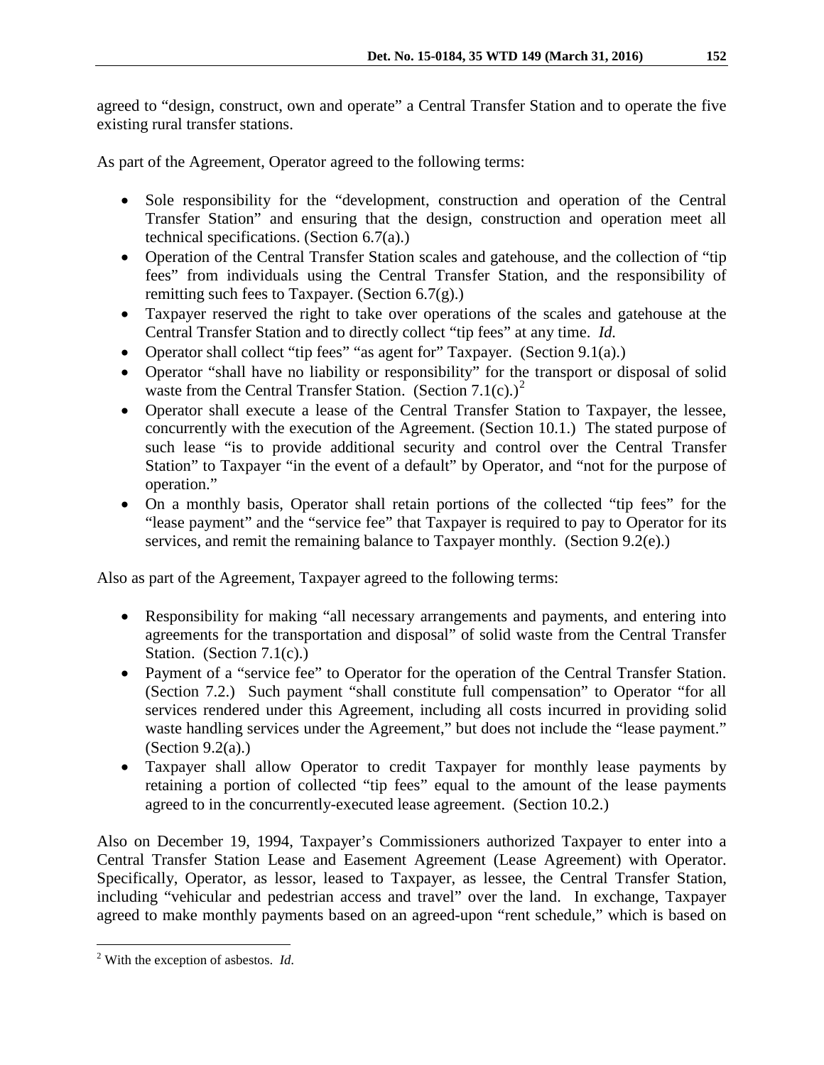agreed to "design, construct, own and operate" a Central Transfer Station and to operate the five existing rural transfer stations.

As part of the Agreement, Operator agreed to the following terms:

- Sole responsibility for the "development, construction and operation of the Central Transfer Station" and ensuring that the design, construction and operation meet all technical specifications. (Section 6.7(a).)
- Operation of the Central Transfer Station scales and gatehouse, and the collection of "tip fees" from individuals using the Central Transfer Station, and the responsibility of remitting such fees to Taxpayer. (Section 6.7(g).)
- Taxpayer reserved the right to take over operations of the scales and gatehouse at the Central Transfer Station and to directly collect "tip fees" at any time. *Id.*
- Operator shall collect "tip fees" "as agent for" Taxpayer. (Section 9.1(a).)
- Operator "shall have no liability or responsibility" for the transport or disposal of solid waste from the Central Transfer Station. (Section 7.1(c).)[2]
- Operator shall execute a lease of the Central Transfer Station to Taxpayer, the lessee, concurrently with the execution of the Agreement. (Section 10.1.) The stated purpose of such lease "is to provide additional security and control over the Central Transfer Station" to Taxpayer "in the event of a default" by Operator, and "not for the purpose of operation."
- On a monthly basis, Operator shall retain portions of the collected "tip fees" for the "lease payment" and the "service fee" that Taxpayer is required to pay to Operator for its services, and remit the remaining balance to Taxpayer monthly. (Section 9.2(e).)

Also as part of the Agreement, Taxpayer agreed to the following terms:

- Responsibility for making "all necessary arrangements and payments, and entering into agreements for the transportation and disposal" of solid waste from the Central Transfer Station. (Section 7.1(c).)
- Payment of a "service fee" to Operator for the operation of the Central Transfer Station. (Section 7.2.) Such payment "shall constitute full compensation" to Operator "for all services rendered under this Agreement, including all costs incurred in providing solid waste handling services under the Agreement," but does not include the "lease payment." (Section 9.2(a).)
- Taxpayer shall allow Operator to credit Taxpayer for monthly lease payments by retaining a portion of collected "tip fees" equal to the amount of the lease payments agreed to in the concurrently-executed lease agreement. (Section 10.2.)

Also on December 19, 1994, Taxpayer's Commissioners authorized Taxpayer to enter into a Central Transfer Station Lease and Easement Agreement (Lease Agreement) with Operator. Specifically, Operator, as lessor, leased to Taxpayer, as lessee, the Central Transfer Station, including "vehicular and pedestrian access and travel" over the land. In exchange, Taxpayer agreed to make monthly payments based on an agreed-upon "rent schedule," which is based on

[2] With the exception of asbestos. *Id.*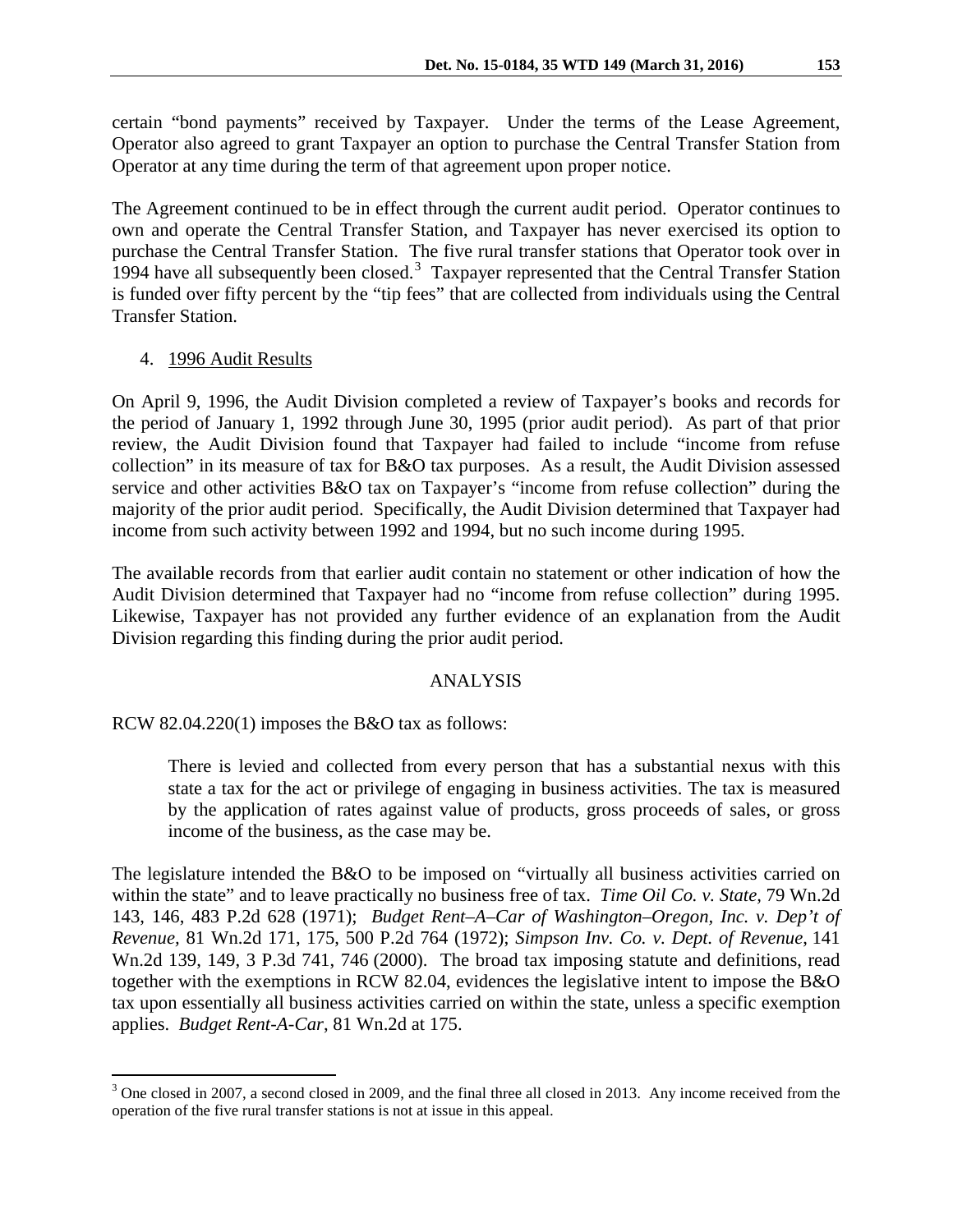certain "bond payments" received by Taxpayer. Under the terms of the Lease Agreement, Operator also agreed to grant Taxpayer an option to purchase the Central Transfer Station from Operator at any time during the term of that agreement upon proper notice.

The Agreement continued to be in effect through the current audit period. Operator continues to own and operate the Central Transfer Station, and Taxpayer has never exercised its option to purchase the Central Transfer Station. The five rural transfer stations that Operator took over in 1994 have all subsequently been closed.[3] Taxpayer represented that the Central Transfer Station is funded over fifty percent by the "tip fees" that are collected from individuals using the Central Transfer Station.

4. 1996 Audit Results

On April 9, 1996, the Audit Division completed a review of Taxpayer's books and records for the period of January 1, 1992 through June 30, 1995 (prior audit period). As part of that prior review, the Audit Division found that Taxpayer had failed to include "income from refuse collection" in its measure of tax for B&O tax purposes. As a result, the Audit Division assessed service and other activities B&O tax on Taxpayer's "income from refuse collection" during the majority of the prior audit period. Specifically, the Audit Division determined that Taxpayer had income from such activity between 1992 and 1994, but no such income during 1995.

The available records from that earlier audit contain no statement or other indication of how the Audit Division determined that Taxpayer had no "income from refuse collection" during 1995. Likewise, Taxpayer has not provided any further evidence of an explanation from the Audit Division regarding this finding during the prior audit period.

## ANALYSIS

RCW 82.04.220(1) imposes the B&O tax as follows:

> There is levied and collected from every person that has a substantial nexus with this state a tax for the act or privilege of engaging in business activities. The tax is measured by the application of rates against value of products, gross proceeds of sales, or gross income of the business, as the case may be.

The legislature intended the B&O to be imposed on "virtually all business activities carried on within the state" and to leave practically no business free of tax. *Time Oil Co. v. State,* 79 Wn.2d 143, 146, 483 P.2d 628 (1971); *Budget Rent–A–Car of Washington–Oregon, Inc. v. Dep't of Revenue,* 81 Wn.2d 171, 175, 500 P.2d 764 (1972); *Simpson Inv. Co. v. Dept. of Revenue,* 141 Wn.2d 139, 149, 3 P.3d 741, 746 (2000). The broad tax imposing statute and definitions, read together with the exemptions in RCW 82.04, evidences the legislative intent to impose the B&O tax upon essentially all business activities carried on within the state, unless a specific exemption applies. *Budget Rent-A-Car*, 81 Wn.2d at 175.

[3] One closed in 2007, a second closed in 2009, and the final three all closed in 2013. Any income received from the operation of the five rural transfer stations is not at issue in this appeal.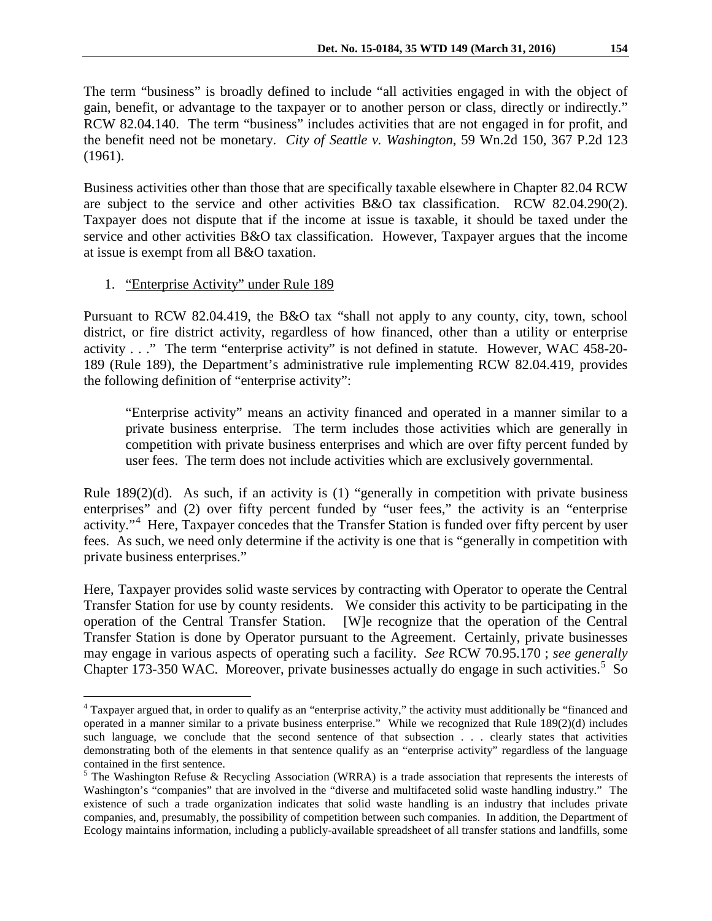The term "business" is broadly defined to include "all activities engaged in with the object of gain, benefit, or advantage to the taxpayer or to another person or class, directly or indirectly." RCW 82.04.140. The term "business" includes activities that are not engaged in for profit, and the benefit need not be monetary. *City of Seattle v. Washington*, 59 Wn.2d 150, 367 P.2d 123 (1961).

Business activities other than those that are specifically taxable elsewhere in Chapter 82.04 RCW are subject to the service and other activities B&O tax classification. RCW 82.04.290(2). Taxpayer does not dispute that if the income at issue is taxable, it should be taxed under the service and other activities B&O tax classification. However, Taxpayer argues that the income at issue is exempt from all B&O taxation.

1. <u>"Enterprise Activity" under Rule 189</u>

Pursuant to RCW 82.04.419, the B&O tax "shall not apply to any county, city, town, school district, or fire district activity, regardless of how financed, other than a utility or enterprise activity . . ." The term "enterprise activity" is not defined in statute. However, WAC 458-20-189 (Rule 189), the Department's administrative rule implementing RCW 82.04.419, provides the following definition of "enterprise activity":

> "Enterprise activity" means an activity financed and operated in a manner similar to a private business enterprise. The term includes those activities which are generally in competition with private business enterprises and which are over fifty percent funded by user fees. The term does not include activities which are exclusively governmental.

Rule 189(2)(d). As such, if an activity is (1) "generally in competition with private business enterprises" and (2) over fifty percent funded by "user fees," the activity is an "enterprise activity."[4] Here, Taxpayer concedes that the Transfer Station is funded over fifty percent by user fees. As such, we need only determine if the activity is one that is "generally in competition with private business enterprises."

Here, Taxpayer provides solid waste services by contracting with Operator to operate the Central Transfer Station for use by county residents. We consider this activity to be participating in the operation of the Central Transfer Station. [W]e recognize that the operation of the Central Transfer Station is done by Operator pursuant to the Agreement. Certainly, private businesses may engage in various aspects of operating such a facility. *See* RCW 70.95.170 ; *see generally* Chapter 173-350 WAC. Moreover, private businesses actually do engage in such activities.[5] So

---

[4] Taxpayer argued that, in order to qualify as an "enterprise activity," the activity must additionally be "financed and operated in a manner similar to a private business enterprise." While we recognized that Rule 189(2)(d) includes such language, we conclude that the second sentence of that subsection . . . clearly states that activities demonstrating both of the elements in that sentence qualify as an "enterprise activity" regardless of the language contained in the first sentence.

[5] The Washington Refuse & Recycling Association (WRRA) is a trade association that represents the interests of Washington's "companies" that are involved in the "diverse and multifaceted solid waste handling industry." The existence of such a trade organization indicates that solid waste handling is an industry that includes private companies, and, presumably, the possibility of competition between such companies. In addition, the Department of Ecology maintains information, including a publicly-available spreadsheet of all transfer stations and landfills, some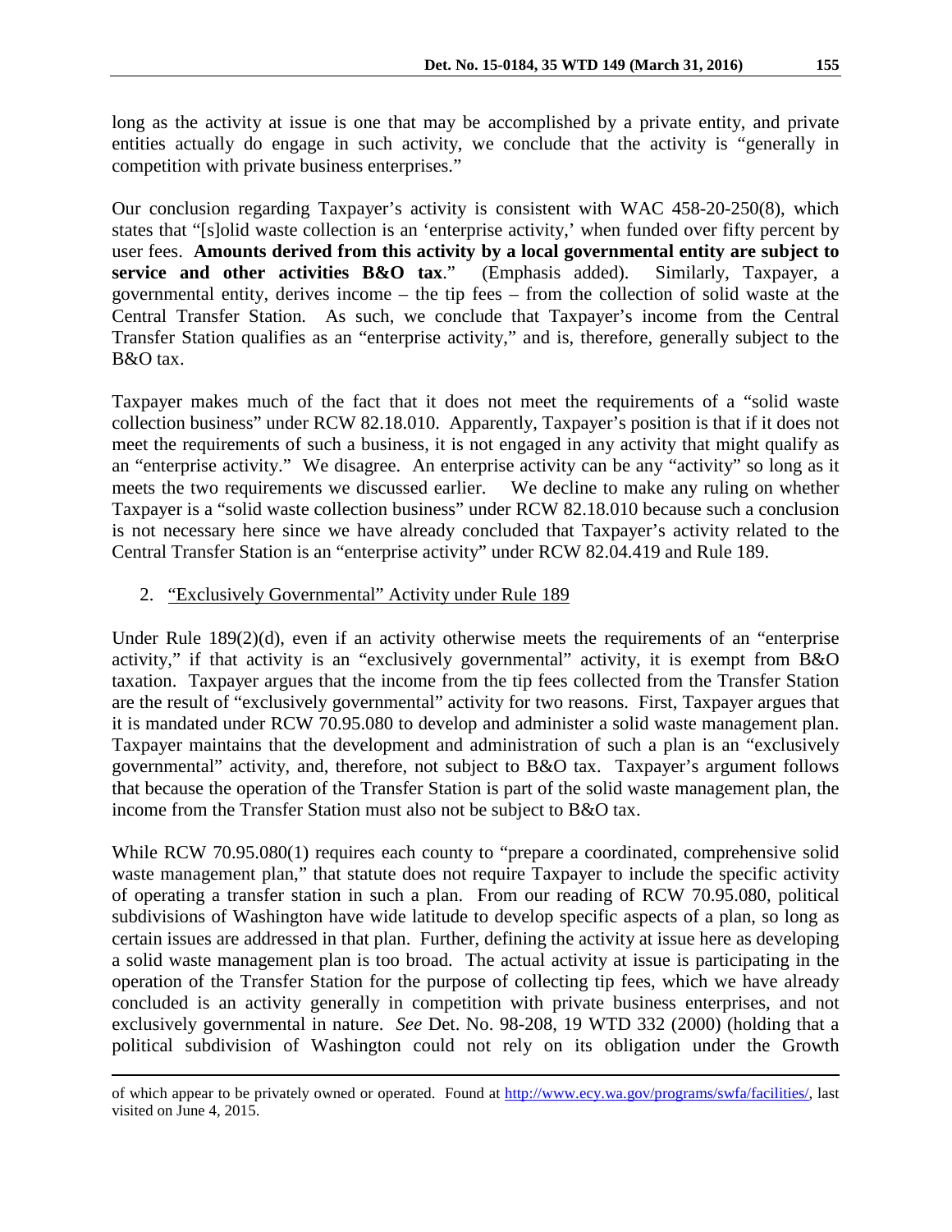long as the activity at issue is one that may be accomplished by a private entity, and private entities actually do engage in such activity, we conclude that the activity is "generally in competition with private business enterprises."

Our conclusion regarding Taxpayer's activity is consistent with WAC 458-20-250(8), which states that "[s]olid waste collection is an 'enterprise activity,' when funded over fifty percent by user fees. **Amounts derived from this activity by a local governmental entity are subject to service and other activities B&O tax**." (Emphasis added). Similarly, Taxpayer, a governmental entity, derives income – the tip fees – from the collection of solid waste at the Central Transfer Station. As such, we conclude that Taxpayer's income from the Central Transfer Station qualifies as an "enterprise activity," and is, therefore, generally subject to the B&O tax.

Taxpayer makes much of the fact that it does not meet the requirements of a "solid waste collection business" under RCW 82.18.010. Apparently, Taxpayer's position is that if it does not meet the requirements of such a business, it is not engaged in any activity that might qualify as an "enterprise activity." We disagree. An enterprise activity can be any "activity" so long as it meets the two requirements we discussed earlier. We decline to make any ruling on whether Taxpayer is a "solid waste collection business" under RCW 82.18.010 because such a conclusion is not necessary here since we have already concluded that Taxpayer's activity related to the Central Transfer Station is an "enterprise activity" under RCW 82.04.419 and Rule 189.

2. <u>"Exclusively Governmental" Activity under Rule 189</u>

Under Rule 189(2)(d), even if an activity otherwise meets the requirements of an "enterprise activity," if that activity is an "exclusively governmental" activity, it is exempt from B&O taxation. Taxpayer argues that the income from the tip fees collected from the Transfer Station are the result of "exclusively governmental" activity for two reasons. First, Taxpayer argues that it is mandated under RCW 70.95.080 to develop and administer a solid waste management plan. Taxpayer maintains that the development and administration of such a plan is an "exclusively governmental" activity, and, therefore, not subject to B&O tax. Taxpayer's argument follows that because the operation of the Transfer Station is part of the solid waste management plan, the income from the Transfer Station must also not be subject to B&O tax.

While RCW 70.95.080(1) requires each county to "prepare a coordinated, comprehensive solid waste management plan," that statute does not require Taxpayer to include the specific activity of operating a transfer station in such a plan. From our reading of RCW 70.95.080, political subdivisions of Washington have wide latitude to develop specific aspects of a plan, so long as certain issues are addressed in that plan. Further, defining the activity at issue here as developing a solid waste management plan is too broad. The actual activity at issue is participating in the operation of the Transfer Station for the purpose of collecting tip fees, which we have already concluded is an activity generally in competition with private business enterprises, and not exclusively governmental in nature. *See* Det. No. 98-208, 19 WTD 332 (2000) (holding that a political subdivision of Washington could not rely on its obligation under the Growth

---

of which appear to be privately owned or operated. Found at http://www.ecy.wa.gov/programs/swfa/facilities/, last visited on June 4, 2015.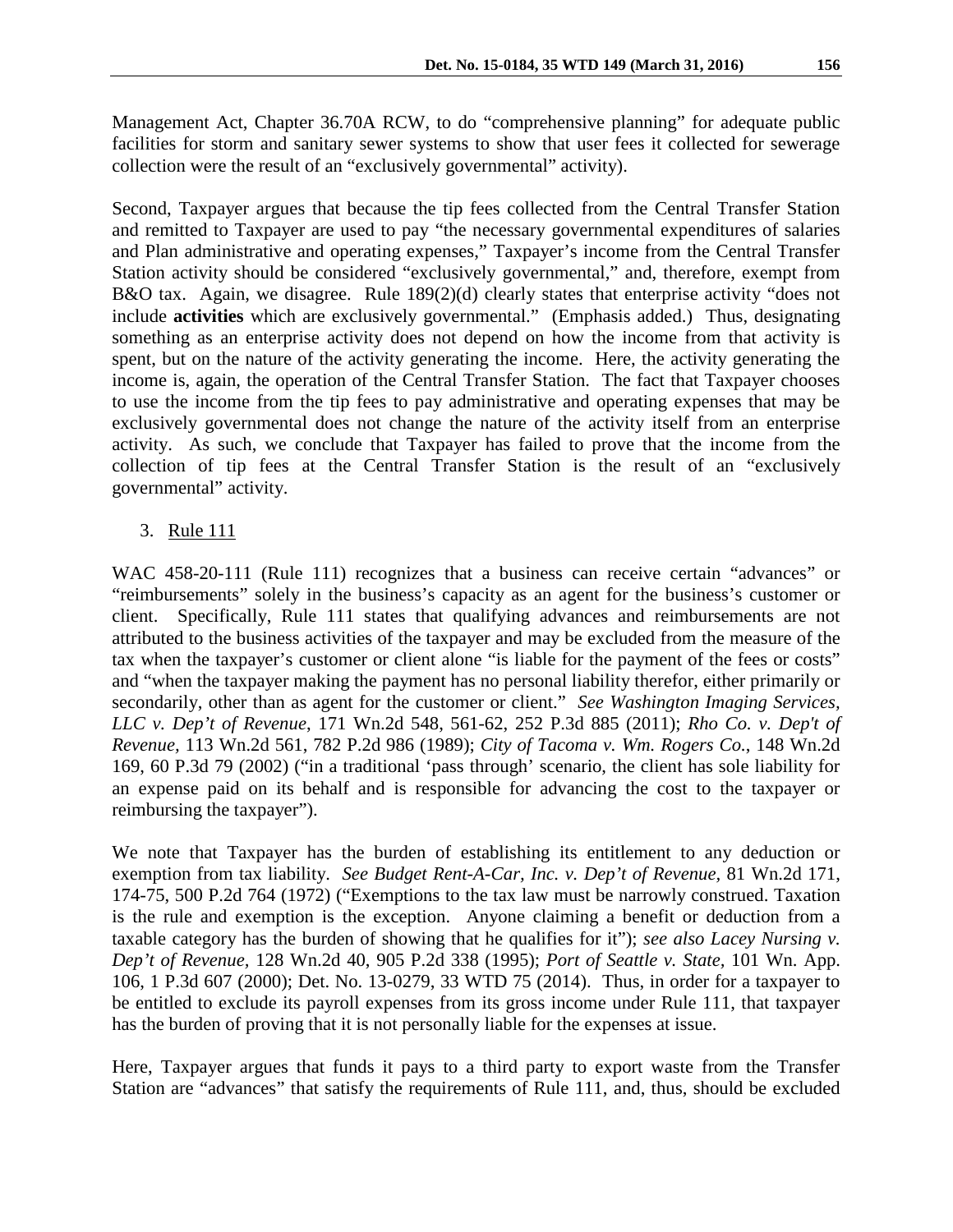Management Act, Chapter 36.70A RCW, to do "comprehensive planning" for adequate public facilities for storm and sanitary sewer systems to show that user fees it collected for sewerage collection were the result of an "exclusively governmental" activity).

Second, Taxpayer argues that because the tip fees collected from the Central Transfer Station and remitted to Taxpayer are used to pay "the necessary governmental expenditures of salaries and Plan administrative and operating expenses," Taxpayer's income from the Central Transfer Station activity should be considered "exclusively governmental," and, therefore, exempt from B&O tax. Again, we disagree. Rule 189(2)(d) clearly states that enterprise activity "does not include **activities** which are exclusively governmental." (Emphasis added.) Thus, designating something as an enterprise activity does not depend on how the income from that activity is spent, but on the nature of the activity generating the income. Here, the activity generating the income is, again, the operation of the Central Transfer Station. The fact that Taxpayer chooses to use the income from the tip fees to pay administrative and operating expenses that may be exclusively governmental does not change the nature of the activity itself from an enterprise activity. As such, we conclude that Taxpayer has failed to prove that the income from the collection of tip fees at the Central Transfer Station is the result of an "exclusively governmental" activity.

3. Rule 111

WAC 458-20-111 (Rule 111) recognizes that a business can receive certain "advances" or "reimbursements" solely in the business's capacity as an agent for the business's customer or client. Specifically, Rule 111 states that qualifying advances and reimbursements are not attributed to the business activities of the taxpayer and may be excluded from the measure of the tax when the taxpayer's customer or client alone "is liable for the payment of the fees or costs" and "when the taxpayer making the payment has no personal liability therefor, either primarily or secondarily, other than as agent for the customer or client." *See Washington Imaging Services, LLC v. Dep't of Revenue*, 171 Wn.2d 548, 561-62, 252 P.3d 885 (2011); *Rho Co. v. Dep't of Revenue*, 113 Wn.2d 561, 782 P.2d 986 (1989); *City of Tacoma v. Wm. Rogers Co.*, 148 Wn.2d 169, 60 P.3d 79 (2002) ("in a traditional 'pass through' scenario, the client has sole liability for an expense paid on its behalf and is responsible for advancing the cost to the taxpayer or reimbursing the taxpayer").

We note that Taxpayer has the burden of establishing its entitlement to any deduction or exemption from tax liability. *See Budget Rent-A-Car, Inc. v. Dep't of Revenue*, 81 Wn.2d 171, 174-75, 500 P.2d 764 (1972) ("Exemptions to the tax law must be narrowly construed. Taxation is the rule and exemption is the exception. Anyone claiming a benefit or deduction from a taxable category has the burden of showing that he qualifies for it"); *see also Lacey Nursing v. Dep't of Revenue*, 128 Wn.2d 40, 905 P.2d 338 (1995); *Port of Seattle v. State*, 101 Wn. App. 106, 1 P.3d 607 (2000); Det. No. 13-0279, 33 WTD 75 (2014). Thus, in order for a taxpayer to be entitled to exclude its payroll expenses from its gross income under Rule 111, that taxpayer has the burden of proving that it is not personally liable for the expenses at issue.

Here, Taxpayer argues that funds it pays to a third party to export waste from the Transfer Station are "advances" that satisfy the requirements of Rule 111, and, thus, should be excluded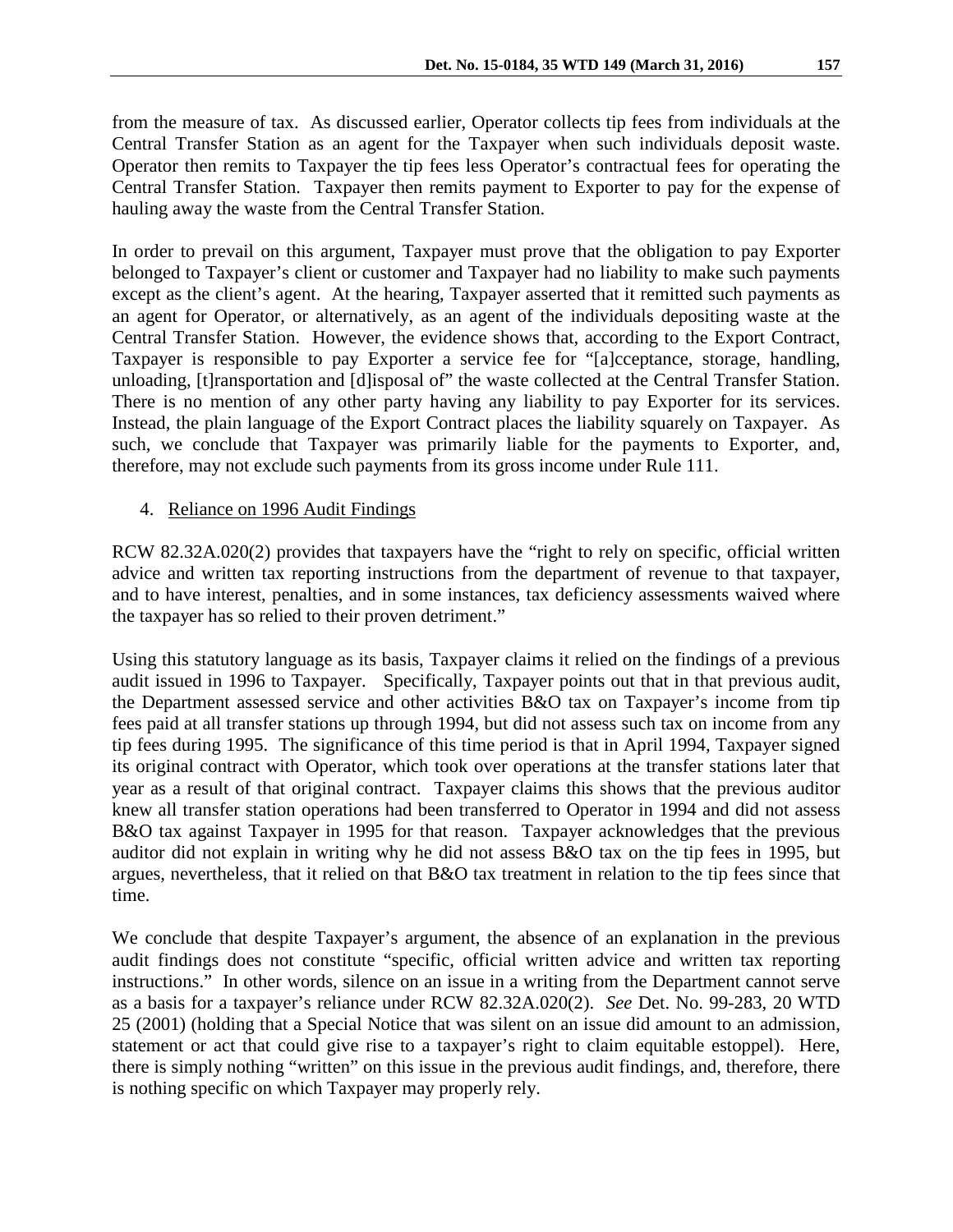from the measure of tax. As discussed earlier, Operator collects tip fees from individuals at the Central Transfer Station as an agent for the Taxpayer when such individuals deposit waste. Operator then remits to Taxpayer the tip fees less Operator's contractual fees for operating the Central Transfer Station. Taxpayer then remits payment to Exporter to pay for the expense of hauling away the waste from the Central Transfer Station.

In order to prevail on this argument, Taxpayer must prove that the obligation to pay Exporter belonged to Taxpayer's client or customer and Taxpayer had no liability to make such payments except as the client's agent. At the hearing, Taxpayer asserted that it remitted such payments as an agent for Operator, or alternatively, as an agent of the individuals depositing waste at the Central Transfer Station. However, the evidence shows that, according to the Export Contract, Taxpayer is responsible to pay Exporter a service fee for "[a]cceptance, storage, handling, unloading, [t]ransportation and [d]isposal of" the waste collected at the Central Transfer Station. There is no mention of any other party having any liability to pay Exporter for its services. Instead, the plain language of the Export Contract places the liability squarely on Taxpayer. As such, we conclude that Taxpayer was primarily liable for the payments to Exporter, and, therefore, may not exclude such payments from its gross income under Rule 111.

4. Reliance on 1996 Audit Findings

RCW 82.32A.020(2) provides that taxpayers have the "right to rely on specific, official written advice and written tax reporting instructions from the department of revenue to that taxpayer, and to have interest, penalties, and in some instances, tax deficiency assessments waived where the taxpayer has so relied to their proven detriment."

Using this statutory language as its basis, Taxpayer claims it relied on the findings of a previous audit issued in 1996 to Taxpayer. Specifically, Taxpayer points out that in that previous audit, the Department assessed service and other activities B&O tax on Taxpayer's income from tip fees paid at all transfer stations up through 1994, but did not assess such tax on income from any tip fees during 1995. The significance of this time period is that in April 1994, Taxpayer signed its original contract with Operator, which took over operations at the transfer stations later that year as a result of that original contract. Taxpayer claims this shows that the previous auditor knew all transfer station operations had been transferred to Operator in 1994 and did not assess B&O tax against Taxpayer in 1995 for that reason. Taxpayer acknowledges that the previous auditor did not explain in writing why he did not assess B&O tax on the tip fees in 1995, but argues, nevertheless, that it relied on that B&O tax treatment in relation to the tip fees since that time.

We conclude that despite Taxpayer's argument, the absence of an explanation in the previous audit findings does not constitute "specific, official written advice and written tax reporting instructions." In other words, silence on an issue in a writing from the Department cannot serve as a basis for a taxpayer's reliance under RCW 82.32A.020(2). *See* Det. No. 99-283, 20 WTD 25 (2001) (holding that a Special Notice that was silent on an issue did amount to an admission, statement or act that could give rise to a taxpayer's right to claim equitable estoppel). Here, there is simply nothing "written" on this issue in the previous audit findings, and, therefore, there is nothing specific on which Taxpayer may properly rely.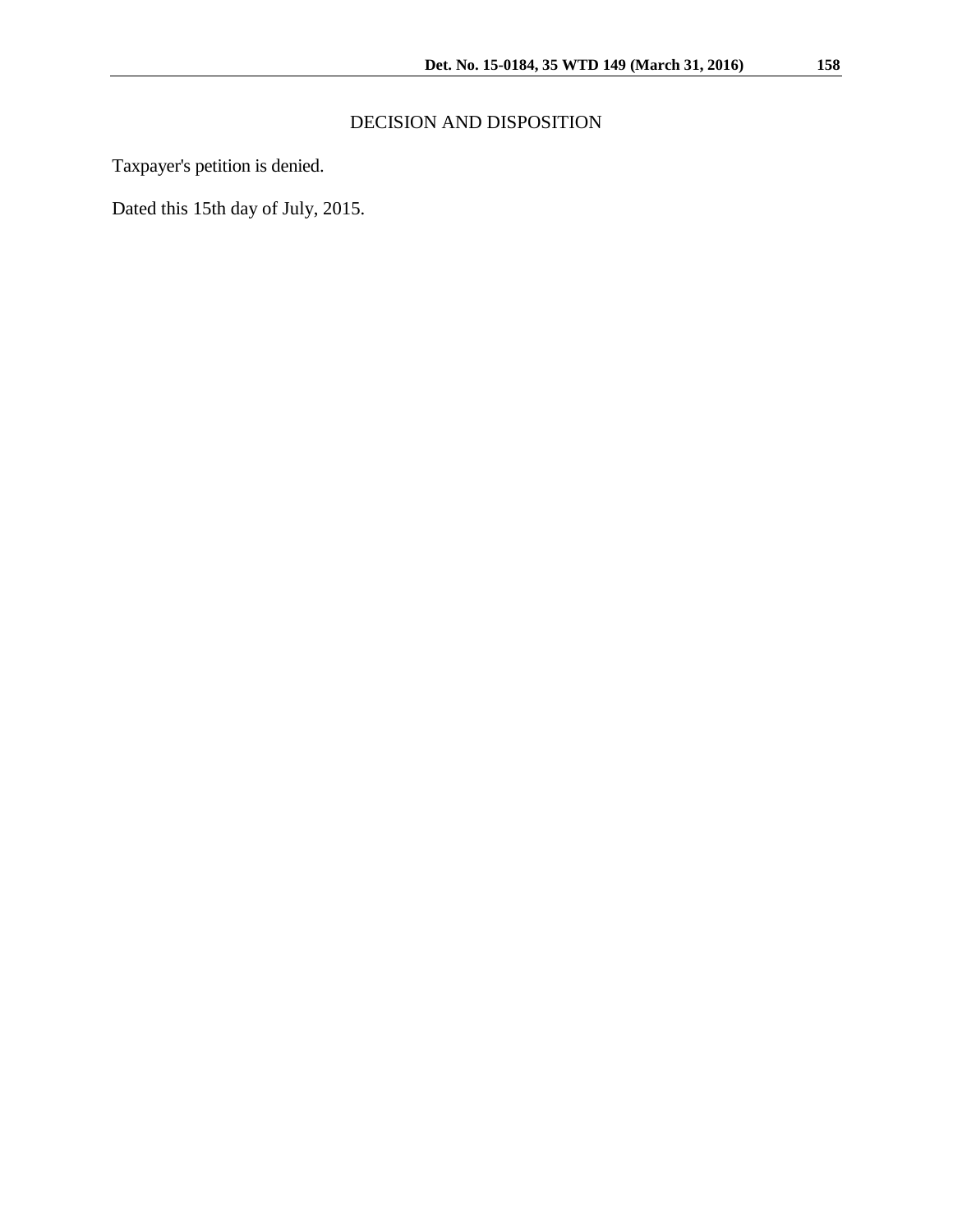## DECISION AND DISPOSITION

Taxpayer's petition is denied.

Dated this 15th day of July, 2015.